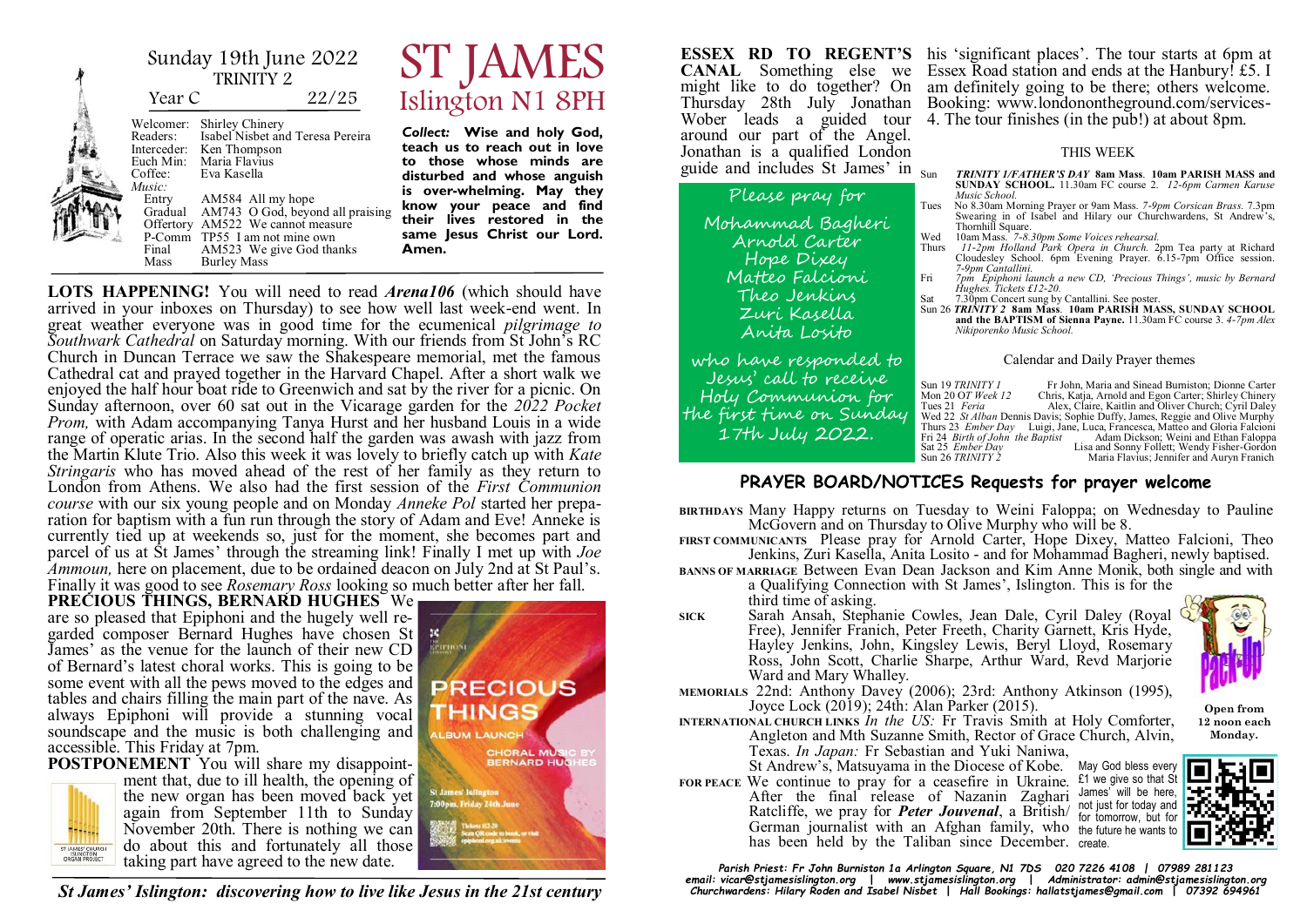Sunday 19th June 2022
TRINITY 2

Year C 22/25

# ST JAMES
## Islington N1 8PH

Welcomer: Shirley Chinery
Readers: Isabel Nisbet and Teresa Pereira
Interceder: Ken Thompson
Euch Min: Maria Flavius
Coffee: Eva Kasella

*Music:*

| | | |
|---|---|---|
| Entry | AM584 | All my hope |
| Gradual | AM743 | O God, beyond all praising |
| Offertory | AM522 | We cannot measure |
| P-Comm | TP55 | I am not mine own |
| Final | AM523 | We give God thanks |
| Mass | | Burley Mass |

***Collect:*** **Wise and holy God, teach us to reach out in love to those whose minds are disturbed and whose anguish is over-whelming. May they know your peace and find their lives restored in the same Jesus Christ our Lord. Amen.**

**LOTS HAPPENING!** You will need to read ***Arena106*** (which should have arrived in your inboxes on Thursday) to see how well last week-end went. In great weather everyone was in good time for the ecumenical *pilgrimage to Southwark Cathedral* on Saturday morning. With our friends from St John's RC Church in Duncan Terrace we saw the Shakespeare memorial, met the famous Cathedral cat and prayed together in the Harvard Chapel. After a short walk we enjoyed the half hour boat ride to Greenwich and sat by the river for a picnic. On Sunday afternoon, over 60 sat out in the Vicarage garden for the *2022 Pocket Prom,* with Adam accompanying Tanya Hurst and her husband Louis in a wide range of operatic arias. In the second half the garden was awash with jazz from the Martin Klute Trio. Also this week it was lovely to briefly catch up with *Kate Stringaris* who has moved ahead of the rest of her family as they return to London from Athens. We also had the first session of the *First Communion course* with our six young people and on Monday *Anneke Pol* started her preparation for baptism with a fun run through the story of Adam and Eve! Anneke is currently tied up at weekends so, just for the moment, she becomes part and parcel of us at St James' through the streaming link! Finally I met up with *Joe Ammoun,* here on placement, due to be ordained deacon on July 2nd at St Paul's. Finally it was good to see *Rosemary Ross* looking so much better after her fall.

**PRECIOUS THINGS, BERNARD HUGHES** We are so pleased that Epiphoni and the hugely well regarded composer Bernard Hughes have chosen St James' as the venue for the launch of their new CD of Bernard's latest choral works. This is going to be some event with all the pews moved to the edges and tables and chairs filling the main part of the nave. As always Epiphoni will provide a stunning vocal soundscape and the music is both challenging and accessible. This Friday at 7pm.

**POSTPONEMENT** You will share my disappointment that, due to ill health, the opening of the new organ has been moved back yet again from September 11th to Sunday November 20th. There is nothing we can do about this and fortunately all those taking part have agreed to the new date.

**ESSEX RD TO REGENT'S CANAL** Something else we might like to do together? On Thursday 28th July Jonathan Wober leads a guided tour around our part of the Angel. Jonathan is a qualified London guide and includes St James' in his 'significant places'. The tour starts at 6pm at Essex Road station and ends at the Hanbury! £5. I am definitely going to be there; others welcome. Booking: www.londonontheground.com/services-4. The tour finishes (in the pub!) at about 8pm.

Please pray for
Mohammad Bagheri
Arnold Carter
Hope Dixey
Matteo Falcioni
Theo Jenkins
Zuri Kasella
Anita Losito

who have responded to Jesus' call to receive Holy Communion for the first time on Sunday 17th July 2022.

### THIS WEEK

| | |
|---|---|
| Sun | ***TRINITY 1/FATHER'S DAY* 8am Mass. 10am PARISH MASS and SUNDAY SCHOOL.** 11.30am FC course 2. *12-6pm Carmen Karuse Music School.* |
| Tues | No 8.30am Morning Prayer or 9am Mass. *7-9pm Corsican Brass.* 7.3pm Swearing in of Isabel and Hilary our Churchwardens, St Andrew's, Thornhill Square. |
| Wed | 10am Mass. *7-8.30pm Some Voices rehearsal.* |
| Thurs | *11-2pm Holland Park Opera in Church.* 2pm Tea party at Richard Cloudesley School. 6pm Evening Prayer. 6.15-7pm Office session. *7-9pm Cantallini.* |
| Fri | *7pm Epiphoni launch a new CD, 'Precious Things', music by Bernard Hughes. Tickets £12-20.* |
| Sat | 7.30pm Concert sung by Cantallini. See poster. |
| Sun 26 | ***TRINITY 2* 8am Mass. 10am PARISH MASS, SUNDAY SCHOOL and the BAPTISM of Sienna Payne.** 11.30am FC course 3. *4-7pm Alex Nikiporenko Music School.* |

### Calendar and Daily Prayer themes

| | |
|---|---|
| Sun 19 *TRINITY 1* | Fr John, Maria and Sinead Burniston; Dionne Carter |
| Mon 20 *OT Week 12* | Chris, Katja, Arnold and Egon Carter; Shirley Chinery |
| Tues 21 *Feria* | Alex, Claire, Kaitlin and Oliver Church; Cyril Daley |
| Wed 22 *St Alban* | Dennis Davis; Sophie Duffy, James, Reggie and Olive Murphy |
| Thurs 23 *Ember Day* | Luigi, Jane, Luca, Francesca, Matteo and Gloria Falcioni |
| Fri 24 *Birth of John the Baptist* | Adam Dickson; Weini and Ethan Faloppa |
| Sat 25 *Ember Day* | Lisa and Sonny Follett; Wendy Fisher-Gordon |
| Sun 26 *TRINITY 2* | Maria Flavius; Jennifer and Auryn Franich |

## PRAYER BOARD/NOTICES Requests for prayer welcome

**BIRTHDAYS** Many Happy returns on Tuesday to Weini Faloppa; on Wednesday to Pauline McGovern and on Thursday to Olive Murphy who will be 8.

**FIRST COMMUNICANTS** Please pray for Arnold Carter, Hope Dixey, Matteo Falcioni, Theo Jenkins, Zuri Kasella, Anita Losito - and for Mohammad Bagheri, newly baptised.

**BANNS OF MARRIAGE** Between Evan Dean Jackson and Kim Anne Monik, both single and with a Qualifying Connection with St James', Islington. This is for the third time of asking.

**SICK** Sarah Ansah, Stephanie Cowles, Jean Dale, Cyril Daley (Royal Free), Jennifer Franich, Peter Freeth, Charity Garnett, Kris Hyde, Hayley Jenkins, John, Kingsley Lewis, Beryl Lloyd, Rosemary Ross, John Scott, Charlie Sharpe, Arthur Ward, Revd Marjorie Ward and Mary Whalley.

**MEMORIALS** 22nd: Anthony Davey (2006); 23rd: Anthony Atkinson (1995), Joyce Lock (2019); 24th: Alan Parker (2015).

**INTERNATIONAL CHURCH LINKS** *In the US:* Fr Travis Smith at Holy Comforter, Angleton and Mth Suzanne Smith, Rector of Grace Church, Alvin, Texas. *In Japan:* Fr Sebastian and Yuki Naniwa, St Andrew's, Matsuyama in the Diocese of Kobe.

**FOR PEACE** We continue to pray for a ceasefire in Ukraine. After the final release of Nazanin Zaghari Ratcliffe, we pray for ***Peter Jouvenal***, a British/German journalist with an Afghan family, who has been held by the Taliban since December.

Open from 12 noon each Monday.

May God bless every £1 we give so that St James' will be here, not just for today and for tomorrow, but for the future he wants to create.

*St James' Islington: discovering how to live like Jesus in the 21st century*

*Parish Priest: Fr John Burniston 1a Arlington Square, N1 7DS 020 7226 4108 | 07989 281123*
*email: vicar@stjamesislington.org | www.stjamesislington.org | Administrator: admin@stjamesislington.org*
*Churchwardens: Hilary Roden and Isabel Nisbet | Hall Bookings: hallatstjames@gmail.com | 07392 694961*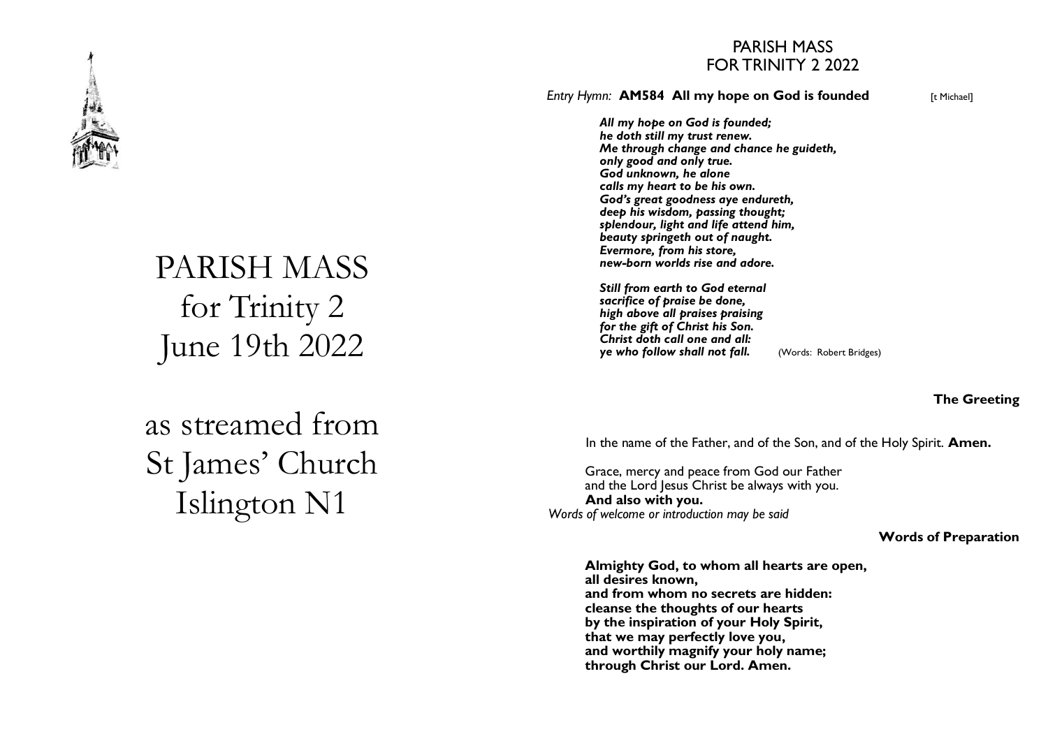# PARISH MASS
# for Trinity 2
# June 19th 2022

# as streamed from
# St James' Church
# Islington N1

## PARISH MASS
## FOR TRINITY 2 2022

*Entry Hymn:* **AM584 All my hope on God is founded** [t Michael]

***All my hope on God is founded;***
***he doth still my trust renew.***
***Me through change and chance he guideth,***
***only good and only true.***
***God unknown, he alone***
***calls my heart to be his own.***
***God's great goodness aye endureth,***
***deep his wisdom, passing thought;***
***splendour, light and life attend him,***
***beauty springeth out of naught.***
***Evermore, from his store,***
***new-born worlds rise and adore.***

***Still from earth to God eternal***
***sacrifice of praise be done,***
***high above all praises praising***
***for the gift of Christ his Son.***
***Christ doth call one and all:***
***ye who follow shall not fall.*** (Words: Robert Bridges)

### The Greeting

In the name of the Father, and of the Son, and of the Holy Spirit. **Amen.**

Grace, mercy and peace from God our Father
and the Lord Jesus Christ be always with you.
**And also with you.**

*Words of welcome or introduction may be said*

### Words of Preparation

**Almighty God, to whom all hearts are open,**
**all desires known,**
**and from whom no secrets are hidden:**
**cleanse the thoughts of our hearts**
**by the inspiration of your Holy Spirit,**
**that we may perfectly love you,**
**and worthily magnify your holy name;**
**through Christ our Lord. Amen.**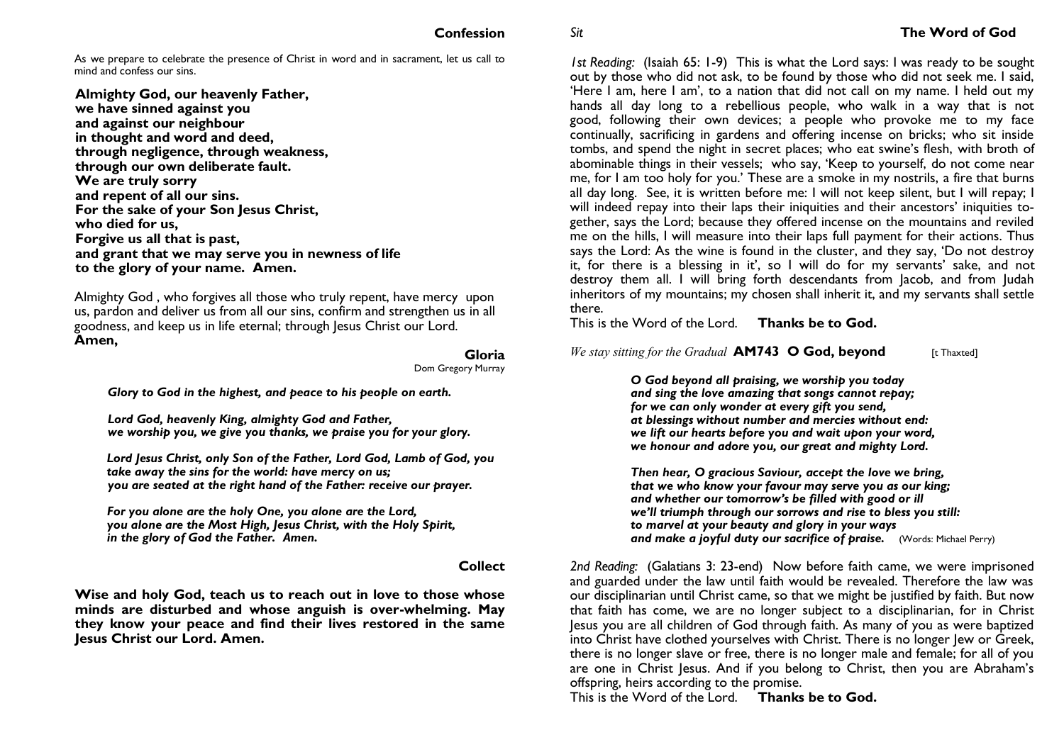## Confession

As we prepare to celebrate the presence of Christ in word and in sacrament, let us call to mind and confess our sins.

**Almighty God, our heavenly Father,**
**we have sinned against you**
**and against our neighbour**
**in thought and word and deed,**
**through negligence, through weakness,**
**through our own deliberate fault.**
**We are truly sorry**
**and repent of all our sins.**
**For the sake of your Son Jesus Christ,**
**who died for us,**
**Forgive us all that is past,**
**and grant that we may serve you in newness of life**
**to the glory of your name. Amen.**

Almighty God , who forgives all those who truly repent, have mercy upon us, pardon and deliver us from all our sins, confirm and strengthen us in all goodness, and keep us in life eternal; through Jesus Christ our Lord.
**Amen,**

## Gloria

Dom Gregory Murray

***Glory to God in the highest, and peace to his people on earth.***

***Lord God, heavenly King, almighty God and Father,***
***we worship you, we give you thanks, we praise you for your glory.***

***Lord Jesus Christ, only Son of the Father, Lord God, Lamb of God, you take away the sins for the world: have mercy on us;***
***you are seated at the right hand of the Father: receive our prayer.***

***For you alone are the holy One, you alone are the Lord,***
***you alone are the Most High, Jesus Christ, with the Holy Spirit,***
***in the glory of God the Father. Amen.***

## Collect

**Wise and holy God, teach us to reach out in love to those whose minds are disturbed and whose anguish is over-whelming. May they know your peace and find their lives restored in the same Jesus Christ our Lord. Amen.**

*Sit*

## The Word of God

*1st Reading:* (Isaiah 65: 1-9) This is what the Lord says: I was ready to be sought out by those who did not ask, to be found by those who did not seek me. I said, 'Here I am, here I am', to a nation that did not call on my name. I held out my hands all day long to a rebellious people, who walk in a way that is not good, following their own devices; a people who provoke me to my face continually, sacrificing in gardens and offering incense on bricks; who sit inside tombs, and spend the night in secret places; who eat swine's flesh, with broth of abominable things in their vessels; who say, 'Keep to yourself, do not come near me, for I am too holy for you.' These are a smoke in my nostrils, a fire that burns all day long. See, it is written before me: I will not keep silent, but I will repay; I will indeed repay into their laps their iniquities and their ancestors' iniquities together, says the Lord; because they offered incense on the mountains and reviled me on the hills, I will measure into their laps full payment for their actions. Thus says the Lord: As the wine is found in the cluster, and they say, 'Do not destroy it, for there is a blessing in it', so I will do for my servants' sake, and not destroy them all. I will bring forth descendants from Jacob, and from Judah inheritors of my mountains; my chosen shall inherit it, and my servants shall settle there.
This is the Word of the Lord. **Thanks be to God.**

*We stay sitting for the Gradual* **AM743 O God, beyond** [t Thaxted]

***O God beyond all praising, we worship you today***
***and sing the love amazing that songs cannot repay;***
***for we can only wonder at every gift you send,***
***at blessings without number and mercies without end:***
***we lift our hearts before you and wait upon your word,***
***we honour and adore you, our great and mighty Lord.***

***Then hear, O gracious Saviour, accept the love we bring,***
***that we who know your favour may serve you as our king;***
***and whether our tomorrow's be filled with good or ill***
***we'll triumph through our sorrows and rise to bless you still:***
***to marvel at your beauty and glory in your ways***
***and make a joyful duty our sacrifice of praise.*** (Words: Michael Perry)

*2nd Reading:* (Galatians 3: 23-end) Now before faith came, we were imprisoned and guarded under the law until faith would be revealed. Therefore the law was our disciplinarian until Christ came, so that we might be justified by faith. But now that faith has come, we are no longer subject to a disciplinarian, for in Christ Jesus you are all children of God through faith. As many of you as were baptized into Christ have clothed yourselves with Christ. There is no longer Jew or Greek, there is no longer slave or free, there is no longer male and female; for all of you are one in Christ Jesus. And if you belong to Christ, then you are Abraham's offspring, heirs according to the promise.
This is the Word of the Lord. **Thanks be to God.**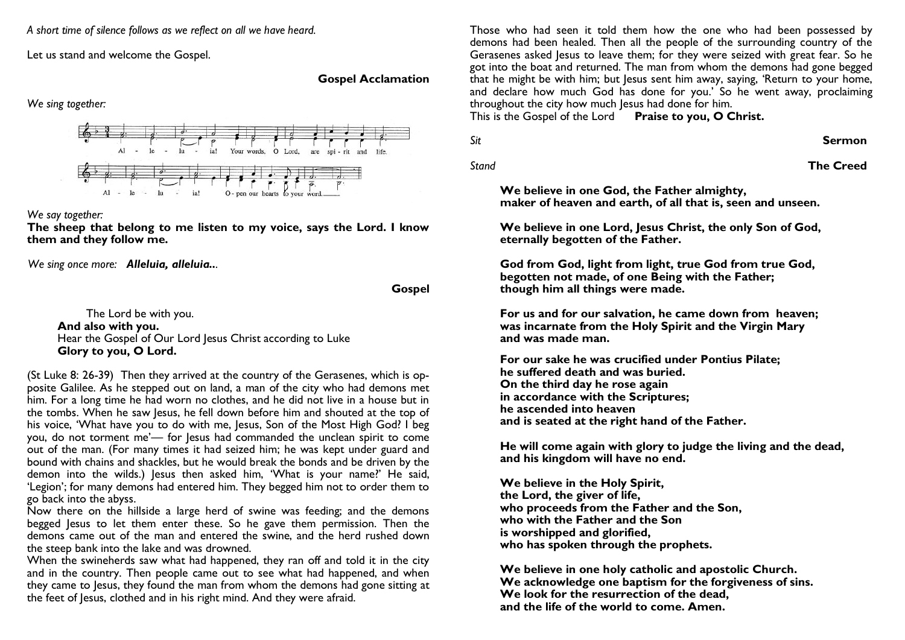*A short time of silence follows as we reflect on all we have heard.*

Let us stand and welcome the Gospel.

**Gospel Acclamation**

*We sing together:*

Alleluia! Your words, O Lord, are spirit and life.

Alleluia! Open our hearts to your word.

*We say together:*

**The sheep that belong to me listen to my voice, says the Lord. I know them and they follow me.**

*We sing once more:* ***Alleluia, alleluia...***

**Gospel**

The Lord be with you.
**And also with you.**
Hear the Gospel of Our Lord Jesus Christ according to Luke
**Glory to you, O Lord.**

(St Luke 8: 26-39) Then they arrived at the country of the Gerasenes, which is opposite Galilee. As he stepped out on land, a man of the city who had demons met him. For a long time he had worn no clothes, and he did not live in a house but in the tombs. When he saw Jesus, he fell down before him and shouted at the top of his voice, 'What have you to do with me, Jesus, Son of the Most High God? I beg you, do not torment me'— for Jesus had commanded the unclean spirit to come out of the man. (For many times it had seized him; he was kept under guard and bound with chains and shackles, but he would break the bonds and be driven by the demon into the wilds.) Jesus then asked him, 'What is your name?' He said, 'Legion'; for many demons had entered him. They begged him not to order them to go back into the abyss.

Now there on the hillside a large herd of swine was feeding; and the demons begged Jesus to let them enter these. So he gave them permission. Then the demons came out of the man and entered the swine, and the herd rushed down the steep bank into the lake and was drowned.

When the swineherds saw what had happened, they ran off and told it in the city and in the country. Then people came out to see what had happened, and when they came to Jesus, they found the man from whom the demons had gone sitting at the feet of Jesus, clothed and in his right mind. And they were afraid.

Those who had seen it told them how the one who had been possessed by demons had been healed. Then all the people of the surrounding country of the Gerasenes asked Jesus to leave them; for they were seized with great fear. So he got into the boat and returned. The man from whom the demons had gone begged that he might be with him; but Jesus sent him away, saying, 'Return to your home, and declare how much God has done for you.' So he went away, proclaiming throughout the city how much Jesus had done for him.
This is the Gospel of the Lord **Praise to you, O Christ.**

*Sit* **Sermon**

*Stand* **The Creed**

**We believe in one God, the Father almighty,
maker of heaven and earth, of all that is, seen and unseen.**

**We believe in one Lord, Jesus Christ, the only Son of God,
eternally begotten of the Father.**

**God from God, light from light, true God from true God,
begotten not made, of one Being with the Father;
though him all things were made.**

**For us and for our salvation, he came down from heaven;
was incarnate from the Holy Spirit and the Virgin Mary
and was made man.**

**For our sake he was crucified under Pontius Pilate;
he suffered death and was buried.
On the third day he rose again
in accordance with the Scriptures;
he ascended into heaven
and is seated at the right hand of the Father.**

**He will come again with glory to judge the living and the dead,
and his kingdom will have no end.**

**We believe in the Holy Spirit,
the Lord, the giver of life,
who proceeds from the Father and the Son,
who with the Father and the Son
is worshipped and glorified,
who has spoken through the prophets.**

**We believe in one holy catholic and apostolic Church.
We acknowledge one baptism for the forgiveness of sins.
We look for the resurrection of the dead,
and the life of the world to come. Amen.**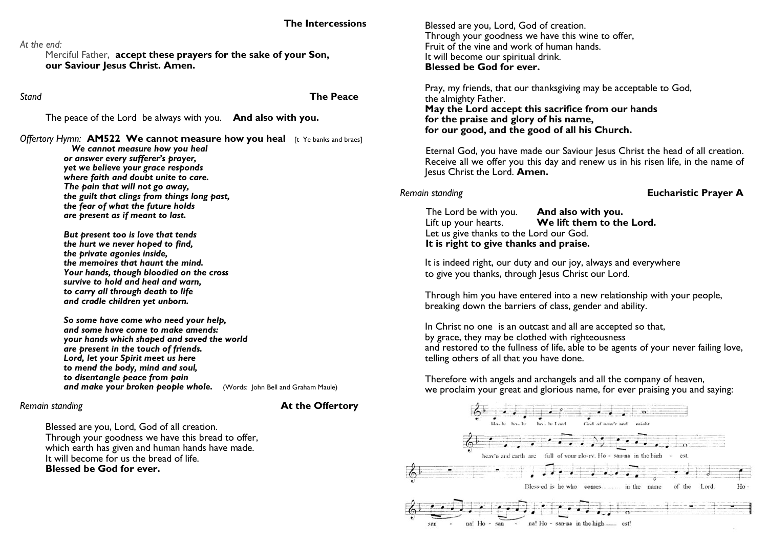### The Intercessions

*At the end:*

Merciful Father, **accept these prayers for the sake of your Son, our Saviour Jesus Christ. Amen.**

*Stand*

### The Peace

The peace of the Lord be always with you. **And also with you.**

*Offertory Hymn:* **AM522 We cannot measure how you heal** [t Ye banks and braes]

***We cannot measure how you heal***
***or answer every sufferer's prayer,***
***yet we believe your grace responds***
***where faith and doubt unite to care.***
***The pain that will not go away,***
***the guilt that clings from things long past,***
***the fear of what the future holds***
***are present as if meant to last.***

***But present too is love that tends***
***the hurt we never hoped to find,***
***the private agonies inside,***
***the memoires that haunt the mind.***
***Your hands, though bloodied on the cross***
***survive to hold and heal and warn,***
***to carry all through death to life***
***and cradle children yet unborn.***

***So some have come who need your help,***
***and some have come to make amends:***
***your hands which shaped and saved the world***
***are present in the touch of friends.***
***Lord, let your Spirit meet us here***
***to mend the body, mind and soul,***
***to disentangle peace from pain***
***and make your broken people whole.*** (Words: John Bell and Graham Maule)

*Remain standing*

### At the Offertory

Blessed are you, Lord, God of all creation.
Through your goodness we have this bread to offer,
which earth has given and human hands have made.
It will become for us the bread of life.
**Blessed be God for ever.**

Blessed are you, Lord, God of creation.
Through your goodness we have this wine to offer,
Fruit of the vine and work of human hands.
It will become our spiritual drink.
**Blessed be God for ever.**

Pray, my friends, that our thanksgiving may be acceptable to God, the almighty Father.
**May the Lord accept this sacrifice from our hands**
**for the praise and glory of his name,**
**for our good, and the good of all his Church.**

Eternal God, you have made our Saviour Jesus Christ the head of all creation. Receive all we offer you this day and renew us in his risen life, in the name of Jesus Christ the Lord. **Amen.**

*Remain standing*

### Eucharistic Prayer A

The Lord be with you. **And also with you.**
Lift up your hearts. **We lift them to the Lord.**
Let us give thanks to the Lord our God.
**It is right to give thanks and praise.**

It is indeed right, our duty and our joy, always and everywhere
to give you thanks, through Jesus Christ our Lord.

Through him you have entered into a new relationship with your people,
breaking down the barriers of class, gender and ability.

In Christ no one is an outcast and all are accepted so that,
by grace, they may be clothed with righteousness
and restored to the fullness of life, able to be agents of your never failing love,
telling others of all that you have done.

Therefore with angels and archangels and all the company of heaven,
we proclaim your great and glorious name, for ever praising you and saying:

Holy, holy, holy Lord God of pow'r and might
heav'n and earth are full of your glory. Hosanna in the highest.
Blessed is he who comes in the name of the Lord. Hosanna! Hosanna! Hosanna in the highest!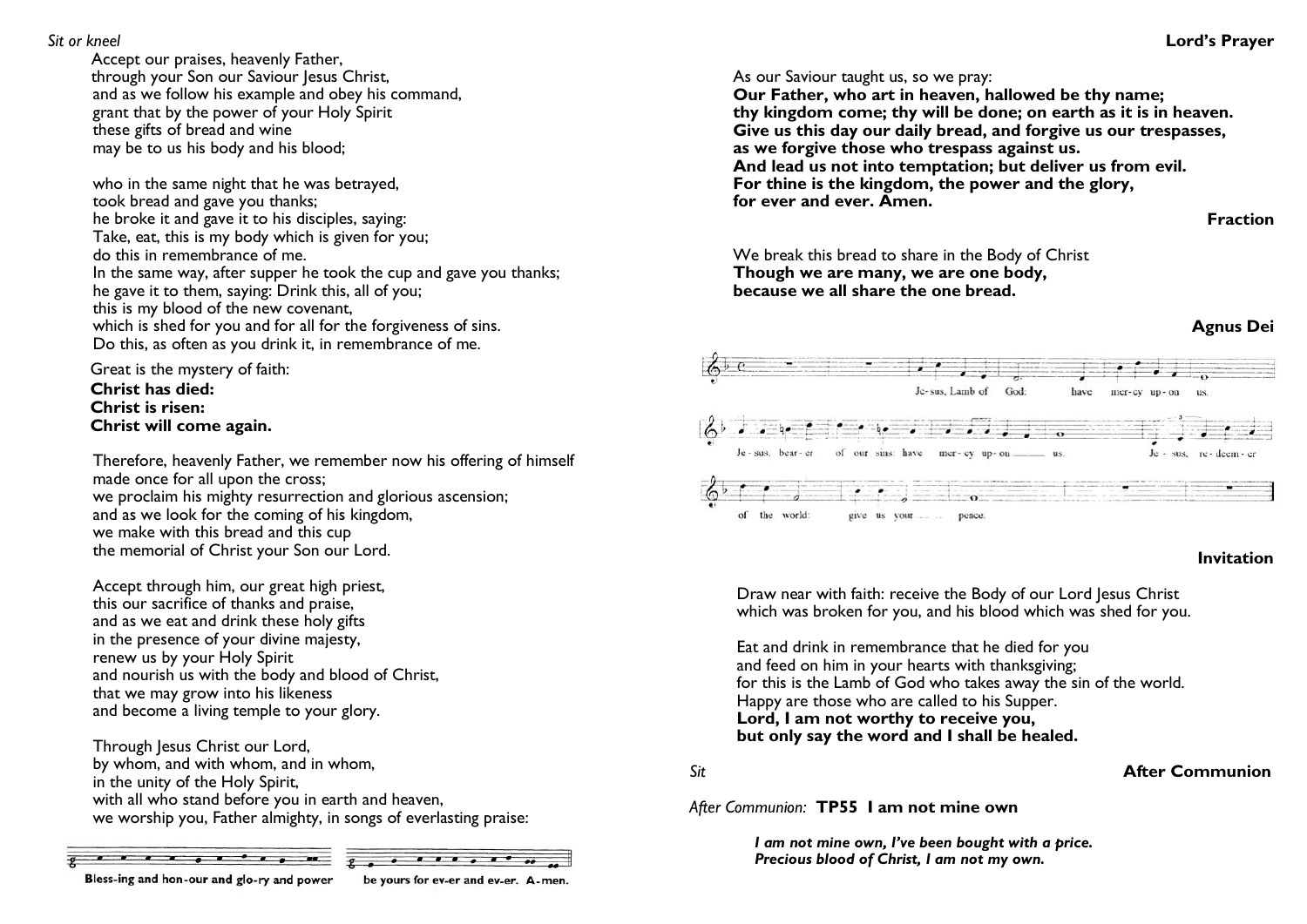*Sit or kneel*

Accept our praises, heavenly Father,
through your Son our Saviour Jesus Christ,
and as we follow his example and obey his command,
grant that by the power of your Holy Spirit
these gifts of bread and wine
may be to us his body and his blood;

who in the same night that he was betrayed,
took bread and gave you thanks;
he broke it and gave it to his disciples, saying:
Take, eat, this is my body which is given for you;
do this in remembrance of me.
In the same way, after supper he took the cup and gave you thanks;
he gave it to them, saying: Drink this, all of you;
this is my blood of the new covenant,
which is shed for you and for all for the forgiveness of sins.
Do this, as often as you drink it, in remembrance of me.

Great is the mystery of faith:
**Christ has died:**
**Christ is risen:**
**Christ will come again.**

Therefore, heavenly Father, we remember now his offering of himself
made once for all upon the cross;
we proclaim his mighty resurrection and glorious ascension;
and as we look for the coming of his kingdom,
we make with this bread and this cup
the memorial of Christ your Son our Lord.

Accept through him, our great high priest,
this our sacrifice of thanks and praise,
and as we eat and drink these holy gifts
in the presence of your divine majesty,
renew us by your Holy Spirit
and nourish us with the body and blood of Christ,
that we may grow into his likeness
and become a living temple to your glory.

Through Jesus Christ our Lord,
by whom, and with whom, and in whom,
in the unity of the Holy Spirit,
with all who stand before you in earth and heaven,
we worship you, Father almighty, in songs of everlasting praise:

**Bless-ing and hon-our and glo-ry and power be yours for ev-er and ev-er. A-men.**

**Lord's Prayer**

As our Saviour taught us, so we pray:
**Our Father, who art in heaven, hallowed be thy name;**
**thy kingdom come; thy will be done; on earth as it is in heaven.**
**Give us this day our daily bread, and forgive us our trespasses,**
**as we forgive those who trespass against us.**
**And lead us not into temptation; but deliver us from evil.**
**For thine is the kingdom, the power and the glory,**
**for ever and ever. Amen.**

**Fraction**

We break this bread to share in the Body of Christ
**Though we are many, we are one body,**
**because we all share the one bread.**

**Agnus Dei**

Je-sus, Lamb of God: have mer-cy up-on us.
Je-sus, bear-er of our sins: have mer-cy up-on us.
Je-sus, re-deem-er of the world: give us your peace.

**Invitation**

Draw near with faith: receive the Body of our Lord Jesus Christ
which was broken for you, and his blood which was shed for you.

Eat and drink in remembrance that he died for you
and feed on him in your hearts with thanksgiving;
for this is the Lamb of God who takes away the sin of the world.
Happy are those who are called to his Supper.
**Lord, I am not worthy to receive you,**
**but only say the word and I shall be healed.**

*Sit* **After Communion**

*After Communion:* **TP55 I am not mine own**

***I am not mine own, I've been bought with a price.***
***Precious blood of Christ, I am not my own.***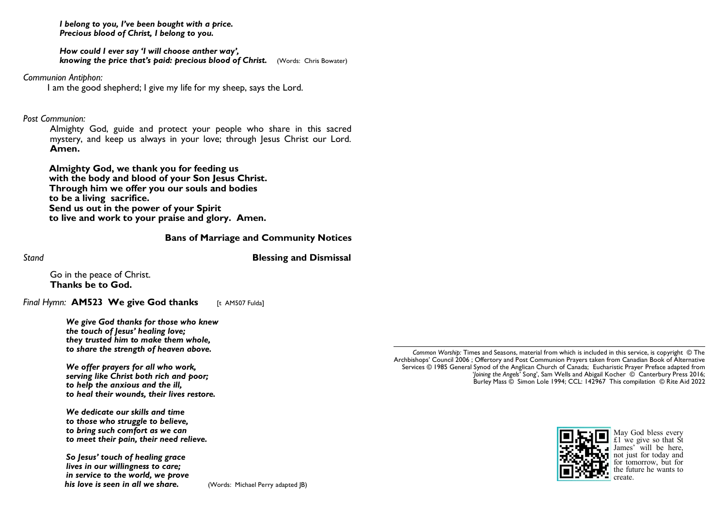*I belong to you, I've been bought with a price.*
***Precious blood of Christ, I belong to you.***

***How could I ever say 'I will choose anther way',***
***knowing the price that's paid: precious blood of Christ.*** (Words: Chris Bowater)

*Communion Antiphon:*

I am the good shepherd; I give my life for my sheep, says the Lord.

*Post Communion:*

Almighty God, guide and protect your people who share in this sacred mystery, and keep us always in your love; through Jesus Christ our Lord. **Amen.**

**Almighty God, we thank you for feeding us**
**with the body and blood of your Son Jesus Christ.**
**Through him we offer you our souls and bodies**
**to be a living sacrifice.**
**Send us out in the power of your Spirit**
**to live and work to your praise and glory. Amen.**

**Bans of Marriage and Community Notices**

*Stand* **Blessing and Dismissal**

Go in the peace of Christ.
**Thanks be to God.**

*Final Hymn:* **AM523 We give God thanks** [t AM507 Fulda]

***We give God thanks for those who knew***
***the touch of Jesus' healing love;***
***they trusted him to make them whole,***
***to share the strength of heaven above.***

***We offer prayers for all who work,***
***serving like Christ both rich and poor;***
***to help the anxious and the ill,***
***to heal their wounds, their lives restore.***

***We dedicate our skills and time***
***to those who struggle to believe,***
***to bring such comfort as we can***
***to meet their pain, their need relieve.***

***So Jesus' touch of healing grace***
***lives in our willingness to care;***
***in service to the world, we prove***
***his love is seen in all we share.*** (Words: Michael Perry adapted JB)

---

*Common Worship:* Times and Seasons, material from which is included in this service, is copyright © The Archbishops' Council 2006 ; Offertory and Post Communion Prayers taken from Canadian Book of Alternative Services © 1985 General Synod of the Anglican Church of Canada; Eucharistic Prayer Preface adapted from '*Joining the Angels*' Song', Sam Wells and Abigail Kocher © Canterbury Press 2016; Burley Mass © Simon Lole 1994; CCL: 142967 This compilation © Rite Aid 2022

May God bless every £1 we give so that St James' will be here, not just for today and for tomorrow, but for the future he wants to create.